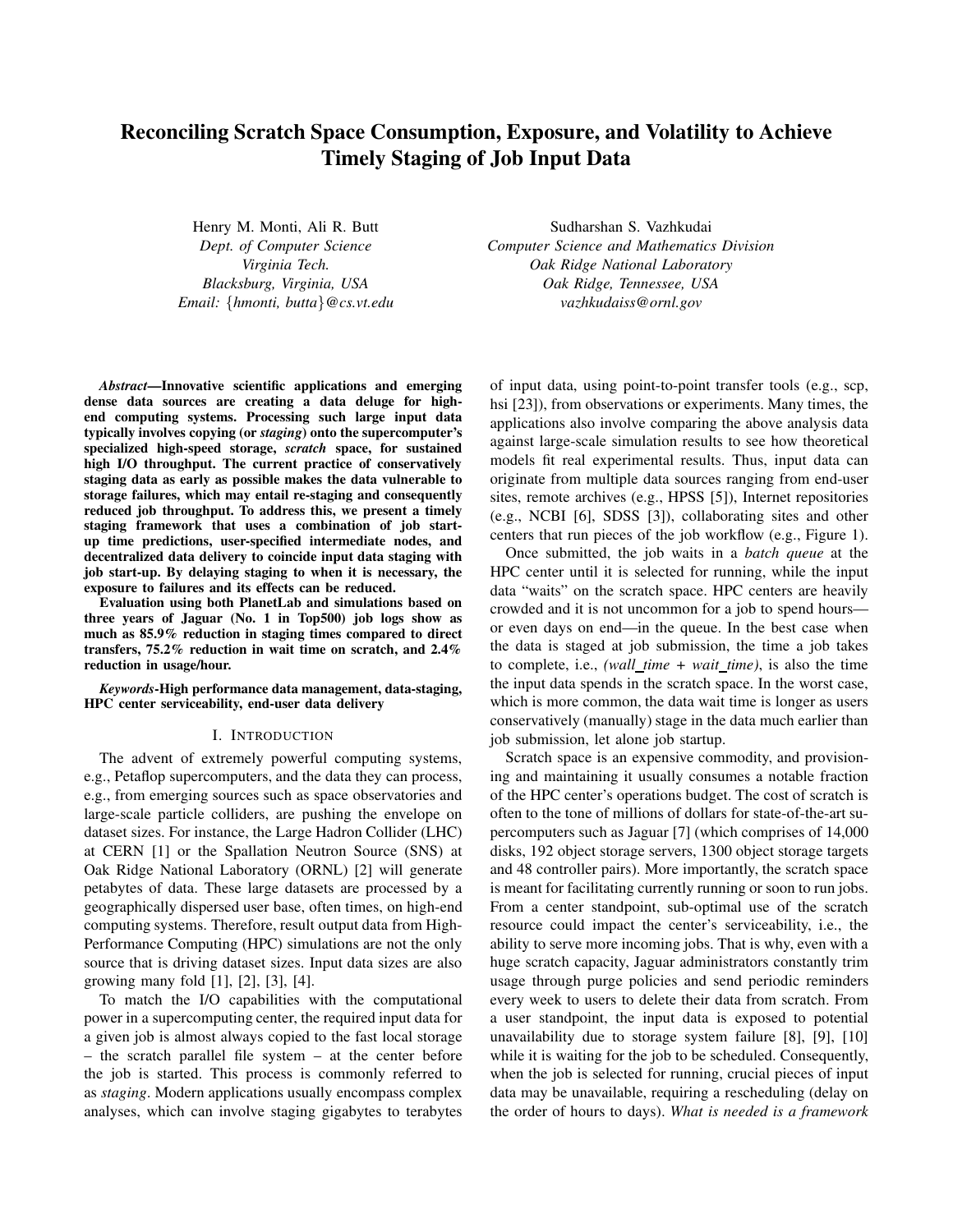# Reconciling Scratch Space Consumption, Exposure, and Volatility to Achieve Timely Staging of Job Input Data

Henry M. Monti, Ali R. Butt
*Dept. of Computer Science*
*Virginia Tech.*
*Blacksburg, Virginia, USA*
*Email: {hmonti, butta}@cs.vt.edu*

Sudharshan S. Vazhkudai
*Computer Science and Mathematics Division*
*Oak Ridge National Laboratory*
*Oak Ridge, Tennessee, USA*
*vazhkudaiss@ornl.gov*

***Abstract*—Innovative scientific applications and emerging dense data sources are creating a data deluge for high-end computing systems. Processing such large input data typically involves copying (or *staging*) onto the supercomputer's specialized high-speed storage, *scratch* space, for sustained high I/O throughput. The current practice of conservatively staging data as early as possible makes the data vulnerable to storage failures, which may entail re-staging and consequently reduced job throughput. To address this, we present a timely staging framework that uses a combination of job start-up time predictions, user-specified intermediate nodes, and decentralized data delivery to coincide input data staging with job start-up. By delaying staging to when it is necessary, the exposure to failures and its effects can be reduced.**

**Evaluation using both PlanetLab and simulations based on three years of Jaguar (No. 1 in Top500) job logs show as much as 85.9% reduction in staging times compared to direct transfers, 75.2% reduction in wait time on scratch, and 2.4% reduction in usage/hour.**

***Keywords*-High performance data management, data-staging, HPC center serviceability, end-user data delivery**

## I. Introduction

The advent of extremely powerful computing systems, e.g., Petaflop supercomputers, and the data they can process, e.g., from emerging sources such as space observatories and large-scale particle colliders, are pushing the envelope on dataset sizes. For instance, the Large Hadron Collider (LHC) at CERN [1] or the Spallation Neutron Source (SNS) at Oak Ridge National Laboratory (ORNL) [2] will generate petabytes of data. These large datasets are processed by a geographically dispersed user base, often times, on high-end computing systems. Therefore, result output data from High-Performance Computing (HPC) simulations are not the only source that is driving dataset sizes. Input data sizes are also growing many fold [1], [2], [3], [4].

To match the I/O capabilities with the computational power in a supercomputing center, the required input data for a given job is almost always copied to the fast local storage – the scratch parallel file system – at the center before the job is started. This process is commonly referred to as *staging*. Modern applications usually encompass complex analyses, which can involve staging gigabytes to terabytes of input data, using point-to-point transfer tools (e.g., scp, hsi [23]), from observations or experiments. Many times, the applications also involve comparing the above analysis data against large-scale simulation results to see how theoretical models fit real experimental results. Thus, input data can originate from multiple data sources ranging from end-user sites, remote archives (e.g., HPSS [5]), Internet repositories (e.g., NCBI [6], SDSS [3]), collaborating sites and other centers that run pieces of the job workflow (e.g., Figure 1).

Once submitted, the job waits in a *batch queue* at the HPC center until it is selected for running, while the input data "waits" on the scratch space. HPC centers are heavily crowded and it is not uncommon for a job to spend hours—or even days on end—in the queue. In the best case when the data is staged at job submission, the time a job takes to complete, i.e., *(wall_time + wait_time)*, is also the time the input data spends in the scratch space. In the worst case, which is more common, the data wait time is longer as users conservatively (manually) stage in the data much earlier than job submission, let alone job startup.

Scratch space is an expensive commodity, and provisioning and maintaining it usually consumes a notable fraction of the HPC center's operations budget. The cost of scratch is often to the tone of millions of dollars for state-of-the-art supercomputers such as Jaguar [7] (which comprises of 14,000 disks, 192 object storage servers, 1300 object storage targets and 48 controller pairs). More importantly, the scratch space is meant for facilitating currently running or soon to run jobs. From a center standpoint, sub-optimal use of the scratch resource could impact the center's serviceability, i.e., the ability to serve more incoming jobs. That is why, even with a huge scratch capacity, Jaguar administrators constantly trim usage through purge policies and send periodic reminders every week to users to delete their data from scratch. From a user standpoint, the input data is exposed to potential unavailability due to storage system failure [8], [9], [10] while it is waiting for the job to be scheduled. Consequently, when the job is selected for running, crucial pieces of input data may be unavailable, requiring a rescheduling (delay on the order of hours to days). *What is needed is a framework*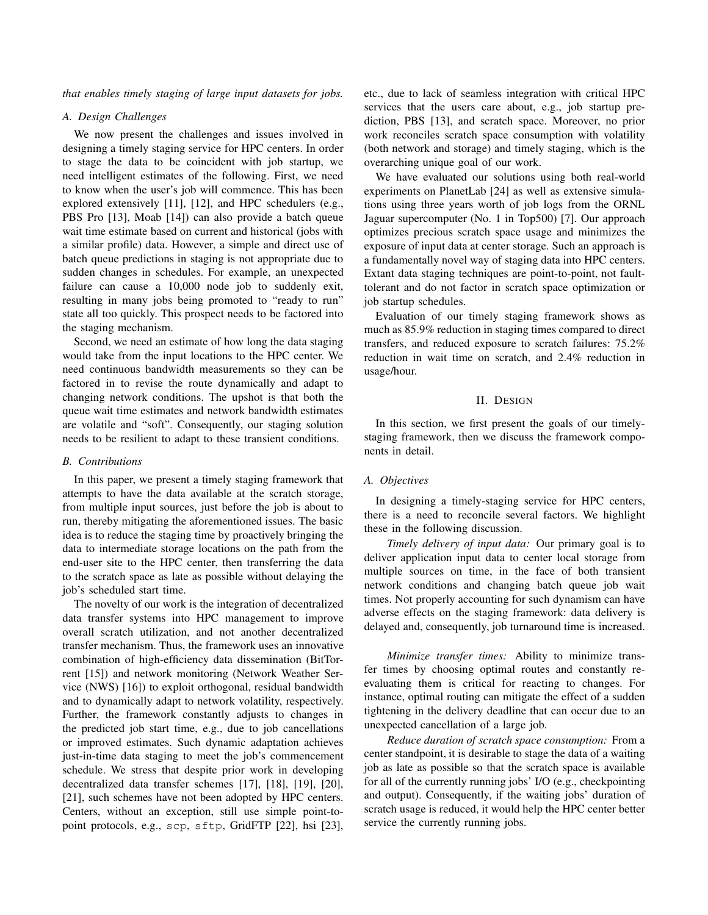*that enables timely staging of large input datasets for jobs.*

### A. Design Challenges

We now present the challenges and issues involved in designing a timely staging service for HPC centers. In order to stage the data to be coincident with job startup, we need intelligent estimates of the following. First, we need to know when the user's job will commence. This has been explored extensively [11], [12], and HPC schedulers (e.g., PBS Pro [13], Moab [14]) can also provide a batch queue wait time estimate based on current and historical (jobs with a similar profile) data. However, a simple and direct use of batch queue predictions in staging is not appropriate due to sudden changes in schedules. For example, an unexpected failure can cause a 10,000 node job to suddenly exit, resulting in many jobs being promoted to "ready to run" state all too quickly. This prospect needs to be factored into the staging mechanism.

Second, we need an estimate of how long the data staging would take from the input locations to the HPC center. We need continuous bandwidth measurements so they can be factored in to revise the route dynamically and adapt to changing network conditions. The upshot is that both the queue wait time estimates and network bandwidth estimates are volatile and "soft". Consequently, our staging solution needs to be resilient to adapt to these transient conditions.

### B. Contributions

In this paper, we present a timely staging framework that attempts to have the data available at the scratch storage, from multiple input sources, just before the job is about to run, thereby mitigating the aforementioned issues. The basic idea is to reduce the staging time by proactively bringing the data to intermediate storage locations on the path from the end-user site to the HPC center, then transferring the data to the scratch space as late as possible without delaying the job's scheduled start time.

The novelty of our work is the integration of decentralized data transfer systems into HPC management to improve overall scratch utilization, and not another decentralized transfer mechanism. Thus, the framework uses an innovative combination of high-efficiency data dissemination (BitTorrent [15]) and network monitoring (Network Weather Service (NWS) [16]) to exploit orthogonal, residual bandwidth and to dynamically adapt to network volatility, respectively. Further, the framework constantly adjusts to changes in the predicted job start time, e.g., due to job cancellations or improved estimates. Such dynamic adaptation achieves just-in-time data staging to meet the job's commencement schedule. We stress that despite prior work in developing decentralized data transfer schemes [17], [18], [19], [20], [21], such schemes have not been adopted by HPC centers. Centers, without an exception, still use simple point-to-point protocols, e.g., `scp`, `sftp`, GridFTP [22], hsi [23], etc., due to lack of seamless integration with critical HPC services that the users care about, e.g., job startup prediction, PBS [13], and scratch space. Moreover, no prior work reconciles scratch space consumption with volatility (both network and storage) and timely staging, which is the overarching unique goal of our work.

We have evaluated our solutions using both real-world experiments on PlanetLab [24] as well as extensive simulations using three years worth of job logs from the ORNL Jaguar supercomputer (No. 1 in Top500) [7]. Our approach optimizes precious scratch space usage and minimizes the exposure of input data at center storage. Such an approach is a fundamentally novel way of staging data into HPC centers. Extant data staging techniques are point-to-point, not fault-tolerant and do not factor in scratch space optimization or job startup schedules.

Evaluation of our timely staging framework shows as much as 85.9% reduction in staging times compared to direct transfers, and reduced exposure to scratch failures: 75.2% reduction in wait time on scratch, and 2.4% reduction in usage/hour.

## II. Design

In this section, we first present the goals of our timely-staging framework, then we discuss the framework components in detail.

### A. Objectives

In designing a timely-staging service for HPC centers, there is a need to reconcile several factors. We highlight these in the following discussion.

*Timely delivery of input data:* Our primary goal is to deliver application input data to center local storage from multiple sources on time, in the face of both transient network conditions and changing batch queue job wait times. Not properly accounting for such dynamism can have adverse effects on the staging framework: data delivery is delayed and, consequently, job turnaround time is increased.

*Minimize transfer times:* Ability to minimize transfer times by choosing optimal routes and constantly re-evaluating them is critical for reacting to changes. For instance, optimal routing can mitigate the effect of a sudden tightening in the delivery deadline that can occur due to an unexpected cancellation of a large job.

*Reduce duration of scratch space consumption:* From a center standpoint, it is desirable to stage the data of a waiting job as late as possible so that the scratch space is available for all of the currently running jobs' I/O (e.g., checkpointing and output). Consequently, if the waiting jobs' duration of scratch usage is reduced, it would help the HPC center better service the currently running jobs.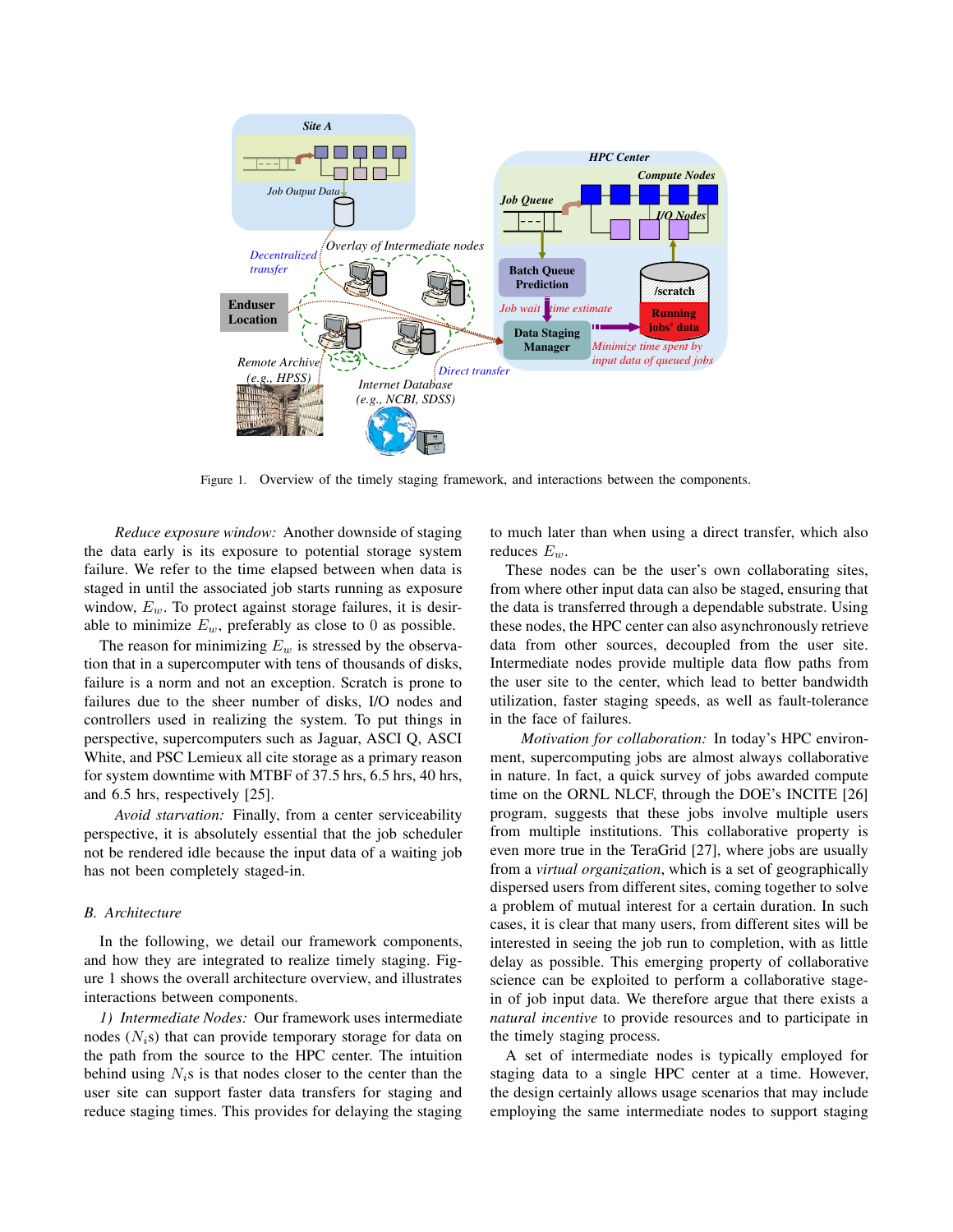Figure 1. Overview of the timely staging framework, and interactions between the components.

*Reduce exposure window:* Another downside of staging the data early is its exposure to potential storage system failure. We refer to the time elapsed between when data is staged in until the associated job starts running as exposure window, $E_w$. To protect against storage failures, it is desirable to minimize $E_w$, preferably as close to 0 as possible.

The reason for minimizing $E_w$ is stressed by the observation that in a supercomputer with tens of thousands of disks, failure is a norm and not an exception. Scratch is prone to failures due to the sheer number of disks, I/O nodes and controllers used in realizing the system. To put things in perspective, supercomputers such as Jaguar, ASCI Q, ASCI White, and PSC Lemieux all cite storage as a primary reason for system downtime with MTBF of 37.5 hrs, 6.5 hrs, 40 hrs, and 6.5 hrs, respectively [25].

*Avoid starvation:* Finally, from a center serviceability perspective, it is absolutely essential that the job scheduler not be rendered idle because the input data of a waiting job has not been completely staged-in.

## B. Architecture

In the following, we detail our framework components, and how they are integrated to realize timely staging. Figure 1 shows the overall architecture overview, and illustrates interactions between components.

*1) Intermediate Nodes:* Our framework uses intermediate nodes ($N_i$s) that can provide temporary storage for data on the path from the source to the HPC center. The intuition behind using $N_i$s is that nodes closer to the center than the user site can support faster data transfers for staging and reduce staging times. This provides for delaying the staging to much later than when using a direct transfer, which also reduces $E_w$.

These nodes can be the user's own collaborating sites, from where other input data can also be staged, ensuring that the data is transferred through a dependable substrate. Using these nodes, the HPC center can also asynchronously retrieve data from other sources, decoupled from the user site. Intermediate nodes provide multiple data flow paths from the user site to the center, which lead to better bandwidth utilization, faster staging speeds, as well as fault-tolerance in the face of failures.

*Motivation for collaboration:* In today's HPC environment, supercomputing jobs are almost always collaborative in nature. In fact, a quick survey of jobs awarded compute time on the ORNL NLCF, through the DOE's INCITE [26] program, suggests that these jobs involve multiple users from multiple institutions. This collaborative property is even more true in the TeraGrid [27], where jobs are usually from a *virtual organization*, which is a set of geographically dispersed users from different sites, coming together to solve a problem of mutual interest for a certain duration. In such cases, it is clear that many users, from different sites will be interested in seeing the job run to completion, with as little delay as possible. This emerging property of collaborative science can be exploited to perform a collaborative stage-in of job input data. We therefore argue that there exists a *natural incentive* to provide resources and to participate in the timely staging process.

A set of intermediate nodes is typically employed for staging data to a single HPC center at a time. However, the design certainly allows usage scenarios that may include employing the same intermediate nodes to support staging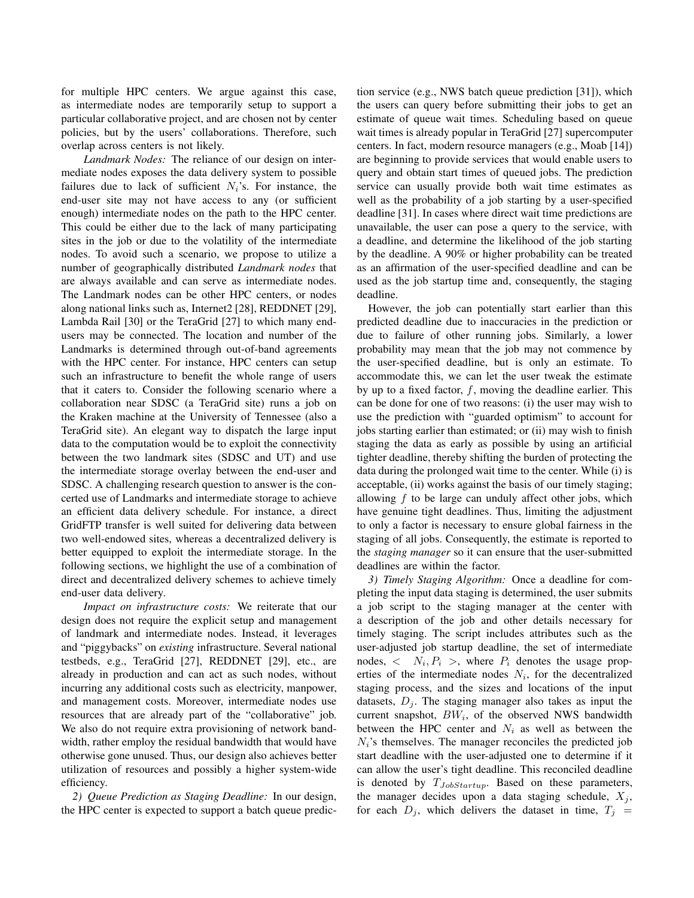for multiple HPC centers. We argue against this case, as intermediate nodes are temporarily setup to support a particular collaborative project, and are chosen not by center policies, but by the users' collaborations. Therefore, such overlap across centers is not likely.

*Landmark Nodes:* The reliance of our design on intermediate nodes exposes the data delivery system to possible failures due to lack of sufficient $N_i$'s. For instance, the end-user site may not have access to any (or sufficient enough) intermediate nodes on the path to the HPC center. This could be either due to the lack of many participating sites in the job or due to the volatility of the intermediate nodes. To avoid such a scenario, we propose to utilize a number of geographically distributed *Landmark nodes* that are always available and can serve as intermediate nodes. The Landmark nodes can be other HPC centers, or nodes along national links such as, Internet2 [28], REDDNET [29], Lambda Rail [30] or the TeraGrid [27] to which many end-users may be connected. The location and number of the Landmarks is determined through out-of-band agreements with the HPC center. For instance, HPC centers can setup such an infrastructure to benefit the whole range of users that it caters to. Consider the following scenario where a collaboration near SDSC (a TeraGrid site) runs a job on the Kraken machine at the University of Tennessee (also a TeraGrid site). An elegant way to dispatch the large input data to the computation would be to exploit the connectivity between the two landmark sites (SDSC and UT) and use the intermediate storage overlay between the end-user and SDSC. A challenging research question to answer is the concerted use of Landmarks and intermediate storage to achieve an efficient data delivery schedule. For instance, a direct GridFTP transfer is well suited for delivering data between two well-endowed sites, whereas a decentralized delivery is better equipped to exploit the intermediate storage. In the following sections, we highlight the use of a combination of direct and decentralized delivery schemes to achieve timely end-user data delivery.

*Impact on infrastructure costs:* We reiterate that our design does not require the explicit setup and management of landmark and intermediate nodes. Instead, it leverages and "piggybacks" on *existing* infrastructure. Several national testbeds, e.g., TeraGrid [27], REDDNET [29], etc., are already in production and can act as such nodes, without incurring any additional costs such as electricity, manpower, and management costs. Moreover, intermediate nodes use resources that are already part of the "collaborative" job. We also do not require extra provisioning of network bandwidth, rather employ the residual bandwidth that would have otherwise gone unused. Thus, our design also achieves better utilization of resources and possibly a higher system-wide efficiency.

*2) Queue Prediction as Staging Deadline:* In our design, the HPC center is expected to support a batch queue prediction service (e.g., NWS batch queue prediction [31]), which the users can query before submitting their jobs to get an estimate of queue wait times. Scheduling based on queue wait times is already popular in TeraGrid [27] supercomputer centers. In fact, modern resource managers (e.g., Moab [14]) are beginning to provide services that would enable users to query and obtain start times of queued jobs. The prediction service can usually provide both wait time estimates as well as the probability of a job starting by a user-specified deadline [31]. In cases where direct wait time predictions are unavailable, the user can pose a query to the service, with a deadline, and determine the likelihood of the job starting by the deadline. A 90% or higher probability can be treated as an affirmation of the user-specified deadline and can be used as the job startup time and, consequently, the staging deadline.

However, the job can potentially start earlier than this predicted deadline due to inaccuracies in the prediction or due to failure of other running jobs. Similarly, a lower probability may mean that the job may not commence by the user-specified deadline, but is only an estimate. To accommodate this, we can let the user tweak the estimate by up to a fixed factor, $f$, moving the deadline earlier. This can be done for one of two reasons: (i) the user may wish to use the prediction with "guarded optimism" to account for jobs starting earlier than estimated; or (ii) may wish to finish staging the data as early as possible by using an artificial tighter deadline, thereby shifting the burden of protecting the data during the prolonged wait time to the center. While (i) is acceptable, (ii) works against the basis of our timely staging; allowing $f$ to be large can unduly affect other jobs, which have genuine tight deadlines. Thus, limiting the adjustment to only a factor is necessary to ensure global fairness in the staging of all jobs. Consequently, the estimate is reported to the *staging manager* so it can ensure that the user-submitted deadlines are within the factor.

*3) Timely Staging Algorithm:* Once a deadline for completing the input data staging is determined, the user submits a job script to the staging manager at the center with a description of the job and other details necessary for timely staging. The script includes attributes such as the user-adjusted job startup deadline, the set of intermediate nodes, $< N_i, P_i >$, where $P_i$ denotes the usage properties of the intermediate nodes $N_i$, for the decentralized staging process, and the sizes and locations of the input datasets, $D_j$. The staging manager also takes as input the current snapshot, $BW_i$, of the observed NWS bandwidth between the HPC center and $N_i$ as well as between the $N_i$'s themselves. The manager reconciles the predicted job start deadline with the user-adjusted one to determine if it can allow the user's tight deadline. This reconciled deadline is denoted by $T_{JobStartup}$. Based on these parameters, the manager decides upon a data staging schedule, $X_j$, for each $D_j$, which delivers the dataset in time, $T_j =$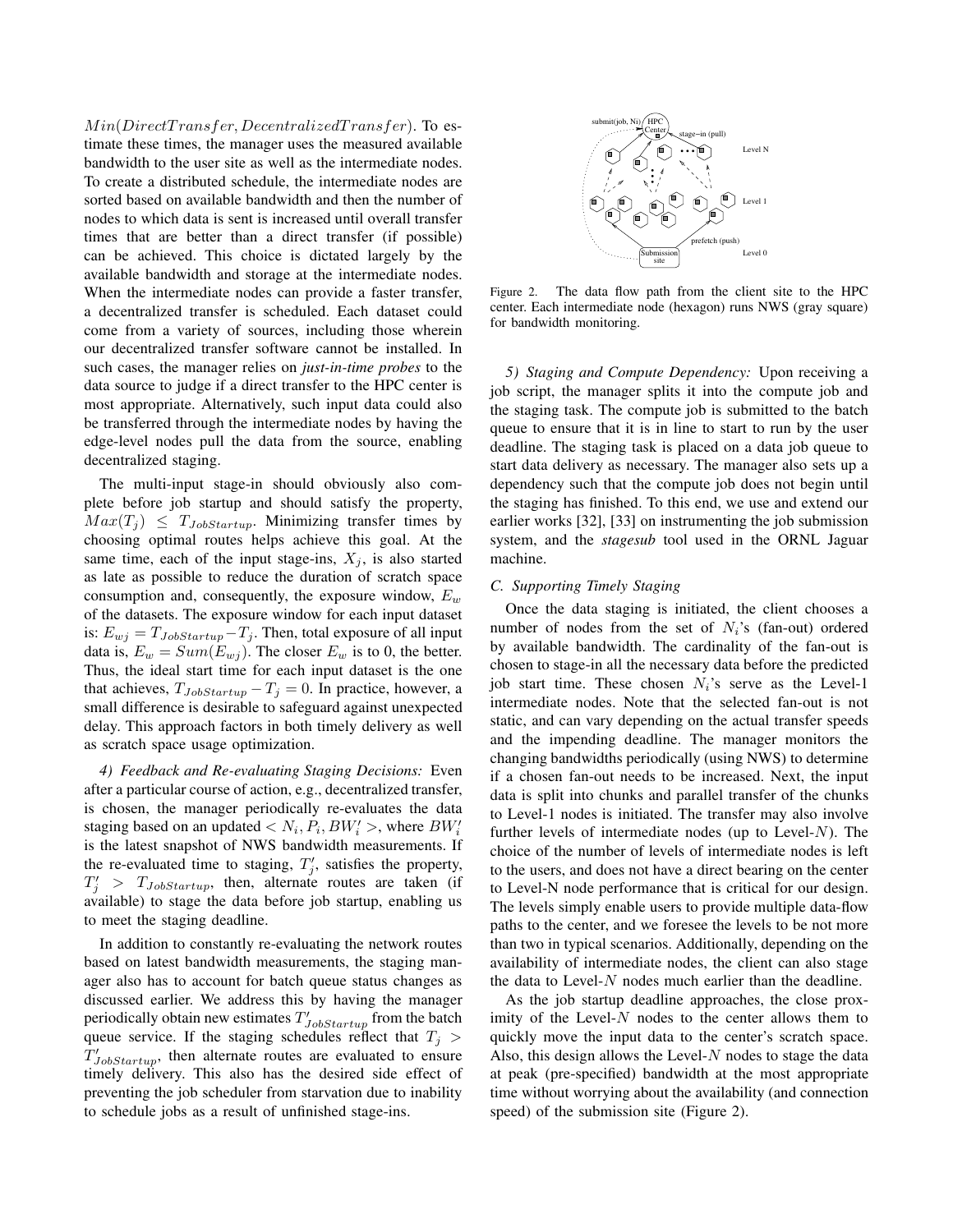$Min(DirectTransfer, DecentralizedTransfer)$. To estimate these times, the manager uses the measured available bandwidth to the user site as well as the intermediate nodes. To create a distributed schedule, the intermediate nodes are sorted based on available bandwidth and then the number of nodes to which data is sent is increased until overall transfer times that are better than a direct transfer (if possible) can be achieved. This choice is dictated largely by the available bandwidth and storage at the intermediate nodes. When the intermediate nodes can provide a faster transfer, a decentralized transfer is scheduled. Each dataset could come from a variety of sources, including those wherein our decentralized transfer software cannot be installed. In such cases, the manager relies on *just-in-time probes* to the data source to judge if a direct transfer to the HPC center is most appropriate. Alternatively, such input data could also be transferred through the intermediate nodes by having the edge-level nodes pull the data from the source, enabling decentralized staging.

The multi-input stage-in should obviously also complete before job startup and should satisfy the property, $Max(T_j) \leq T_{JobStartup}$. Minimizing transfer times by choosing optimal routes helps achieve this goal. At the same time, each of the input stage-ins, $X_j$, is also started as late as possible to reduce the duration of scratch space consumption and, consequently, the exposure window, $E_w$ of the datasets. The exposure window for each input dataset is: $E_{wj} = T_{JobStartup} - T_j$. Then, total exposure of all input data is, $E_w = Sum(E_{wj})$. The closer $E_w$ is to 0, the better. Thus, the ideal start time for each input dataset is the one that achieves, $T_{JobStartup} - T_j = 0$. In practice, however, a small difference is desirable to safeguard against unexpected delay. This approach factors in both timely delivery as well as scratch space usage optimization.

*4) Feedback and Re-evaluating Staging Decisions:* Even after a particular course of action, e.g., decentralized transfer, is chosen, the manager periodically re-evaluates the data staging based on an updated $< N_i, P_i, BW'_i >$, where $BW'_i$ is the latest snapshot of NWS bandwidth measurements. If the re-evaluated time to staging, $T'_j$, satisfies the property, $T'_j > T_{JobStartup}$, then, alternate routes are taken (if available) to stage the data before job startup, enabling us to meet the staging deadline.

In addition to constantly re-evaluating the network routes based on latest bandwidth measurements, the staging manager also has to account for batch queue status changes as discussed earlier. We address this by having the manager periodically obtain new estimates $T'_{JobStartup}$ from the batch queue service. If the staging schedules reflect that $T_j > T'_{JobStartup}$, then alternate routes are evaluated to ensure timely delivery. This also has the desired side effect of preventing the job scheduler from starvation due to inability to schedule jobs as a result of unfinished stage-ins.

submit(job, Ni)
HPC Center
stage-in (pull)
Level N
Level 1
prefetch (push)
Submission site
Level 0

Figure 2. The data flow path from the client site to the HPC center. Each intermediate node (hexagon) runs NWS (gray square) for bandwidth monitoring.

*5) Staging and Compute Dependency:* Upon receiving a job script, the manager splits it into the compute job and the staging task. The compute job is submitted to the batch queue to ensure that it is in line to start to run by the user deadline. The staging task is placed on a data job queue to start data delivery as necessary. The manager also sets up a dependency such that the compute job does not begin until the staging has finished. To this end, we use and extend our earlier works [32], [33] on instrumenting the job submission system, and the *stagesub* tool used in the ORNL Jaguar machine.

### C. Supporting Timely Staging

Once the data staging is initiated, the client chooses a number of nodes from the set of $N_i$'s (fan-out) ordered by available bandwidth. The cardinality of the fan-out is chosen to stage-in all the necessary data before the predicted job start time. These chosen $N_i$'s serve as the Level-1 intermediate nodes. Note that the selected fan-out is not static, and can vary depending on the actual transfer speeds and the impending deadline. The manager monitors the changing bandwidths periodically (using NWS) to determine if a chosen fan-out needs to be increased. Next, the input data is split into chunks and parallel transfer of the chunks to Level-1 nodes is initiated. The transfer may also involve further levels of intermediate nodes (up to Level-$N$). The choice of the number of levels of intermediate nodes is left to the users, and does not have a direct bearing on the center to Level-N node performance that is critical for our design. The levels simply enable users to provide multiple data-flow paths to the center, and we foresee the levels to be not more than two in typical scenarios. Additionally, depending on the availability of intermediate nodes, the client can also stage the data to Level-$N$ nodes much earlier than the deadline.

As the job startup deadline approaches, the close proximity of the Level-$N$ nodes to the center allows them to quickly move the input data to the center's scratch space. Also, this design allows the Level-$N$ nodes to stage the data at peak (pre-specified) bandwidth at the most appropriate time without worrying about the availability (and connection speed) of the submission site (Figure 2).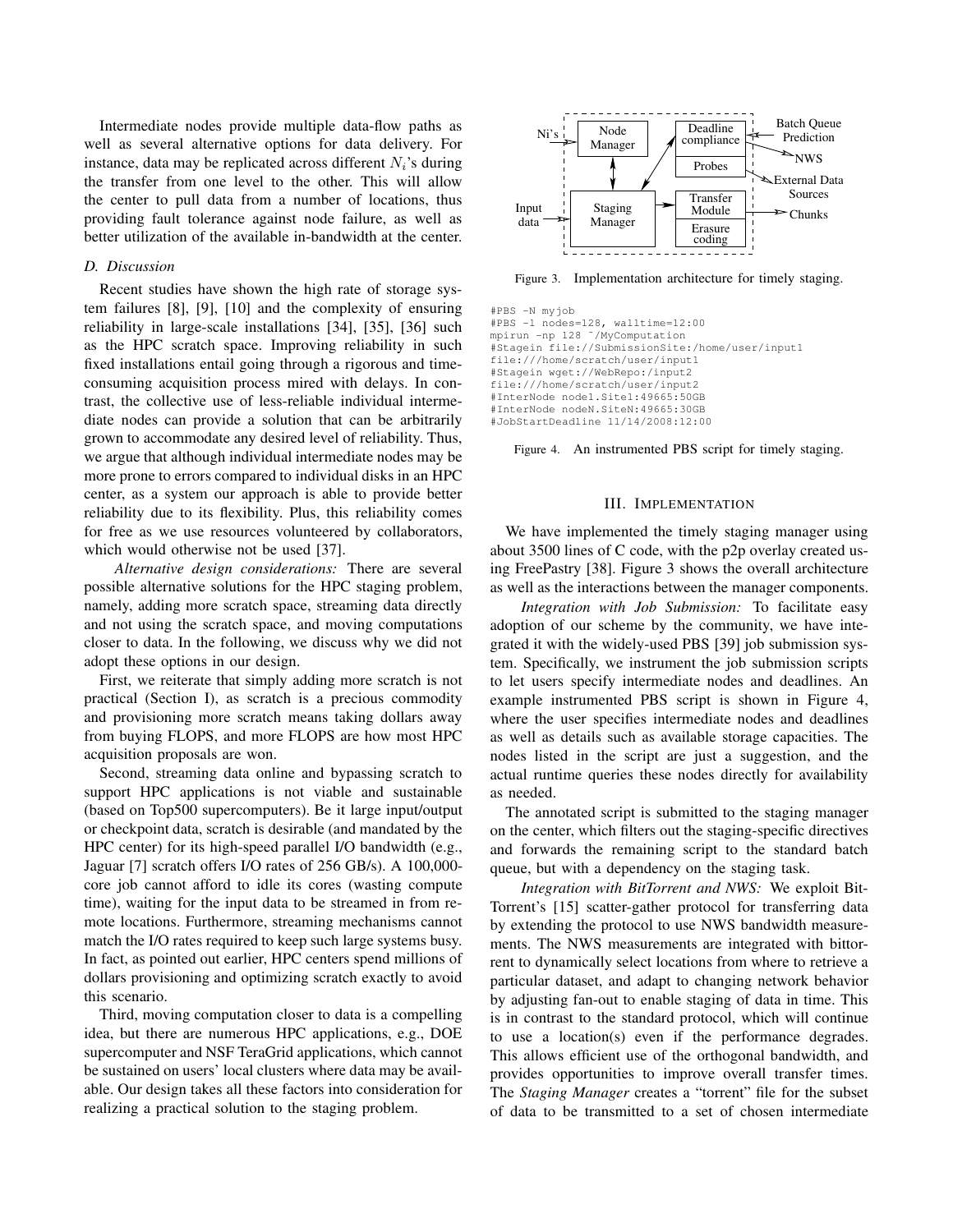Intermediate nodes provide multiple data-flow paths as well as several alternative options for data delivery. For instance, data may be replicated across different $N_i$'s during the transfer from one level to the other. This will allow the center to pull data from a number of locations, thus providing fault tolerance against node failure, as well as better utilization of the available in-bandwidth at the center.

### D. Discussion

Recent studies have shown the high rate of storage system failures [8], [9], [10] and the complexity of ensuring reliability in large-scale installations [34], [35], [36] such as the HPC scratch space. Improving reliability in such fixed installations entail going through a rigorous and time-consuming acquisition process mired with delays. In contrast, the collective use of less-reliable individual intermediate nodes can provide a solution that can be arbitrarily grown to accommodate any desired level of reliability. Thus, we argue that although individual intermediate nodes may be more prone to errors compared to individual disks in an HPC center, as a system our approach is able to provide better reliability due to its flexibility. Plus, this reliability comes for free as we use resources volunteered by collaborators, which would otherwise not be used [37].

*Alternative design considerations:* There are several possible alternative solutions for the HPC staging problem, namely, adding more scratch space, streaming data directly and not using the scratch space, and moving computations closer to data. In the following, we discuss why we did not adopt these options in our design.

First, we reiterate that simply adding more scratch is not practical (Section I), as scratch is a precious commodity and provisioning more scratch means taking dollars away from buying FLOPS, and more FLOPS are how most HPC acquisition proposals are won.

Second, streaming data online and bypassing scratch to support HPC applications is not viable and sustainable (based on Top500 supercomputers). Be it large input/output or checkpoint data, scratch is desirable (and mandated by the HPC center) for its high-speed parallel I/O bandwidth (e.g., Jaguar [7] scratch offers I/O rates of 256 GB/s). A 100,000-core job cannot afford to idle its cores (wasting compute time), waiting for the input data to be streamed in from remote locations. Furthermore, streaming mechanisms cannot match the I/O rates required to keep such large systems busy. In fact, as pointed out earlier, HPC centers spend millions of dollars provisioning and optimizing scratch exactly to avoid this scenario.

Third, moving computation closer to data is a compelling idea, but there are numerous HPC applications, e.g., DOE supercomputer and NSF TeraGrid applications, which cannot be sustained on users' local clusters where data may be available. Our design takes all these factors into consideration for realizing a practical solution to the staging problem.

Ni's
Node Manager
Deadline compliance
Probes
Batch Queue Prediction
NWS
External Data Sources
Input data
Staging Manager
Transfer Module
Erasure coding
Chunks

Figure 3. Implementation architecture for timely staging.

```
#PBS -N myjob
#PBS -l nodes=128, walltime=12:00
mpirun -np 128 ~/MyComputation
#Stagein file://SubmissionSite:/home/user/input1
file:///home/scratch/user/input1
#Stagein wget://WebRepo:/input2
file:///home/scratch/user/input2
#InterNode node1.Site1:49665:50GB
#InterNode nodeN.SiteN:49665:30GB
#JobStartDeadline 11/14/2008:12:00
```

Figure 4. An instrumented PBS script for timely staging.

## III. Implementation

We have implemented the timely staging manager using about 3500 lines of C code, with the p2p overlay created using FreePastry [38]. Figure 3 shows the overall architecture as well as the interactions between the manager components.

*Integration with Job Submission:* To facilitate easy adoption of our scheme by the community, we have integrated it with the widely-used PBS [39] job submission system. Specifically, we instrument the job submission scripts to let users specify intermediate nodes and deadlines. An example instrumented PBS script is shown in Figure 4, where the user specifies intermediate nodes and deadlines as well as details such as available storage capacities. The nodes listed in the script are just a suggestion, and the actual runtime queries these nodes directly for availability as needed.

The annotated script is submitted to the staging manager on the center, which filters out the staging-specific directives and forwards the remaining script to the standard batch queue, but with a dependency on the staging task.

*Integration with BitTorrent and NWS:* We exploit BitTorrent's [15] scatter-gather protocol for transferring data by extending the protocol to use NWS bandwidth measurements. The NWS measurements are integrated with bittorrent to dynamically select locations from where to retrieve a particular dataset, and adapt to changing network behavior by adjusting fan-out to enable staging of data in time. This is in contrast to the standard protocol, which will continue to use a location(s) even if the performance degrades. This allows efficient use of the orthogonal bandwidth, and provides opportunities to improve overall transfer times. The *Staging Manager* creates a "torrent" file for the subset of data to be transmitted to a set of chosen intermediate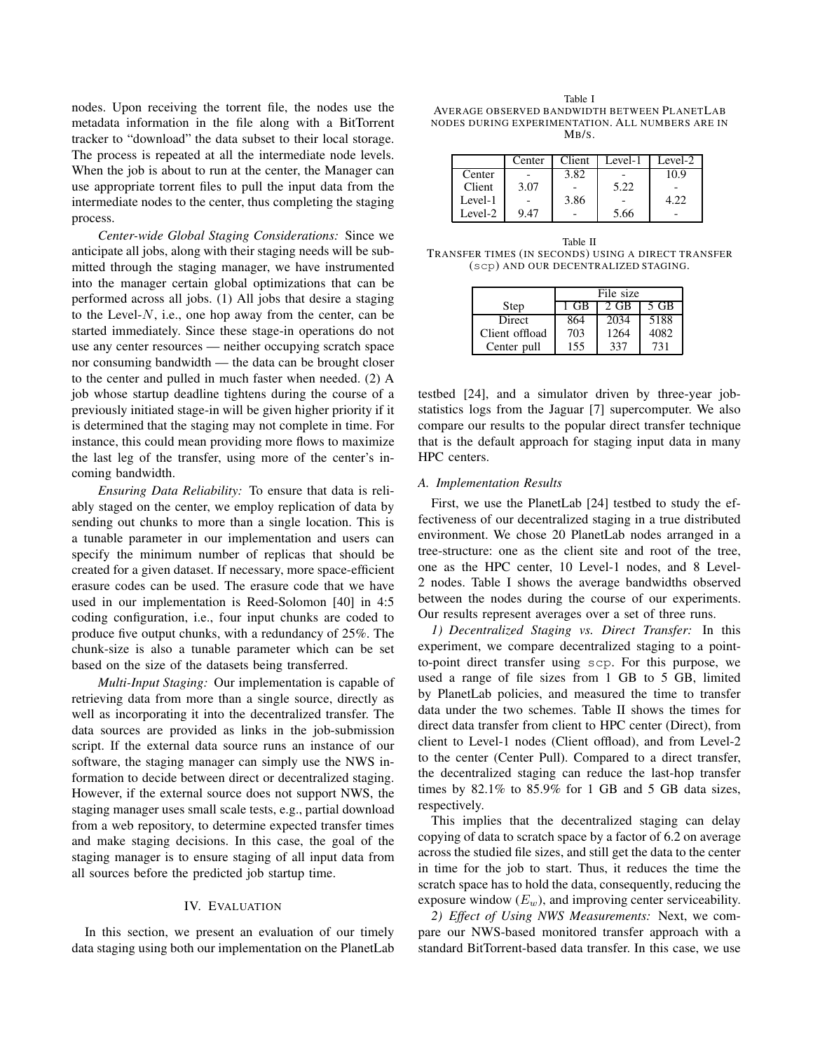nodes. Upon receiving the torrent file, the nodes use the metadata information in the file along with a BitTorrent tracker to "download" the data subset to their local storage. The process is repeated at all the intermediate node levels. When the job is about to run at the center, the Manager can use appropriate torrent files to pull the input data from the intermediate nodes to the center, thus completing the staging process.

*Center-wide Global Staging Considerations:* Since we anticipate all jobs, along with their staging needs will be submitted through the staging manager, we have instrumented into the manager certain global optimizations that can be performed across all jobs. (1) All jobs that desire a staging to the Level-$N$, i.e., one hop away from the center, can be started immediately. Since these stage-in operations do not use any center resources — neither occupying scratch space nor consuming bandwidth — the data can be brought closer to the center and pulled in much faster when needed. (2) A job whose startup deadline tightens during the course of a previously initiated stage-in will be given higher priority if it is determined that the staging may not complete in time. For instance, this could mean providing more flows to maximize the last leg of the transfer, using more of the center's incoming bandwidth.

*Ensuring Data Reliability:* To ensure that data is reliably staged on the center, we employ replication of data by sending out chunks to more than a single location. This is a tunable parameter in our implementation and users can specify the minimum number of replicas that should be created for a given dataset. If necessary, more space-efficient erasure codes can be used. The erasure code that we have used in our implementation is Reed-Solomon [40] in 4:5 coding configuration, i.e., four input chunks are coded to produce five output chunks, with a redundancy of 25%. The chunk-size is also a tunable parameter which can be set based on the size of the datasets being transferred.

*Multi-Input Staging:* Our implementation is capable of retrieving data from more than a single source, directly as well as incorporating it into the decentralized transfer. The data sources are provided as links in the job-submission script. If the external data source runs an instance of our software, the staging manager can simply use the NWS information to decide between direct or decentralized staging. However, if the external source does not support NWS, the staging manager uses small scale tests, e.g., partial download from a web repository, to determine expected transfer times and make staging decisions. In this case, the goal of the staging manager is to ensure staging of all input data from all sources before the predicted job startup time.

## IV. Evaluation

In this section, we present an evaluation of our timely data staging using both our implementation on the PlanetLab testbed [24], and a simulator driven by three-year job-statistics logs from the Jaguar [7] supercomputer. We also compare our results to the popular direct transfer technique that is the default approach for staging input data in many HPC centers.

Table I
Average observed bandwidth between PlanetLab nodes during experimentation. All numbers are in MB/s.

| | Center | Client | Level-1 | Level-2 |
|---|---|---|---|---|
| Center | - | 3.82 | - | 10.9 |
| Client | 3.07 | - | 5.22 | - |
| Level-1 | - | 3.86 | - | 4.22 |
| Level-2 | 9.47 | - | 5.66 | - |

Table II
Transfer times (in seconds) using a direct transfer (scp) and our decentralized staging.

| Step | File size | | |
|---|---|---|---|
| | 1 GB | 2 GB | 5 GB |
| Direct | 864 | 2034 | 5188 |
| Client offload | 703 | 1264 | 4082 |
| Center pull | 155 | 337 | 731 |

### A. Implementation Results

First, we use the PlanetLab [24] testbed to study the effectiveness of our decentralized staging in a true distributed environment. We chose 20 PlanetLab nodes arranged in a tree-structure: one as the client site and root of the tree, one as the HPC center, 10 Level-1 nodes, and 8 Level-2 nodes. Table I shows the average bandwidths observed between the nodes during the course of our experiments. Our results represent averages over a set of three runs.

*1) Decentralized Staging vs. Direct Transfer:* In this experiment, we compare decentralized staging to a point-to-point direct transfer using `scp`. For this purpose, we used a range of file sizes from 1 GB to 5 GB, limited by PlanetLab policies, and measured the time to transfer data under the two schemes. Table II shows the times for direct data transfer from client to HPC center (Direct), from client to Level-1 nodes (Client offload), and from Level-2 to the center (Center Pull). Compared to a direct transfer, the decentralized staging can reduce the last-hop transfer times by 82.1% to 85.9% for 1 GB and 5 GB data sizes, respectively.

This implies that the decentralized staging can delay copying of data to scratch space by a factor of 6.2 on average across the studied file sizes, and still get the data to the center in time for the job to start. Thus, it reduces the time the scratch space has to hold the data, consequently, reducing the exposure window ($E_w$), and improving center serviceability.

*2) Effect of Using NWS Measurements:* Next, we compare our NWS-based monitored transfer approach with a standard BitTorrent-based data transfer. In this case, we use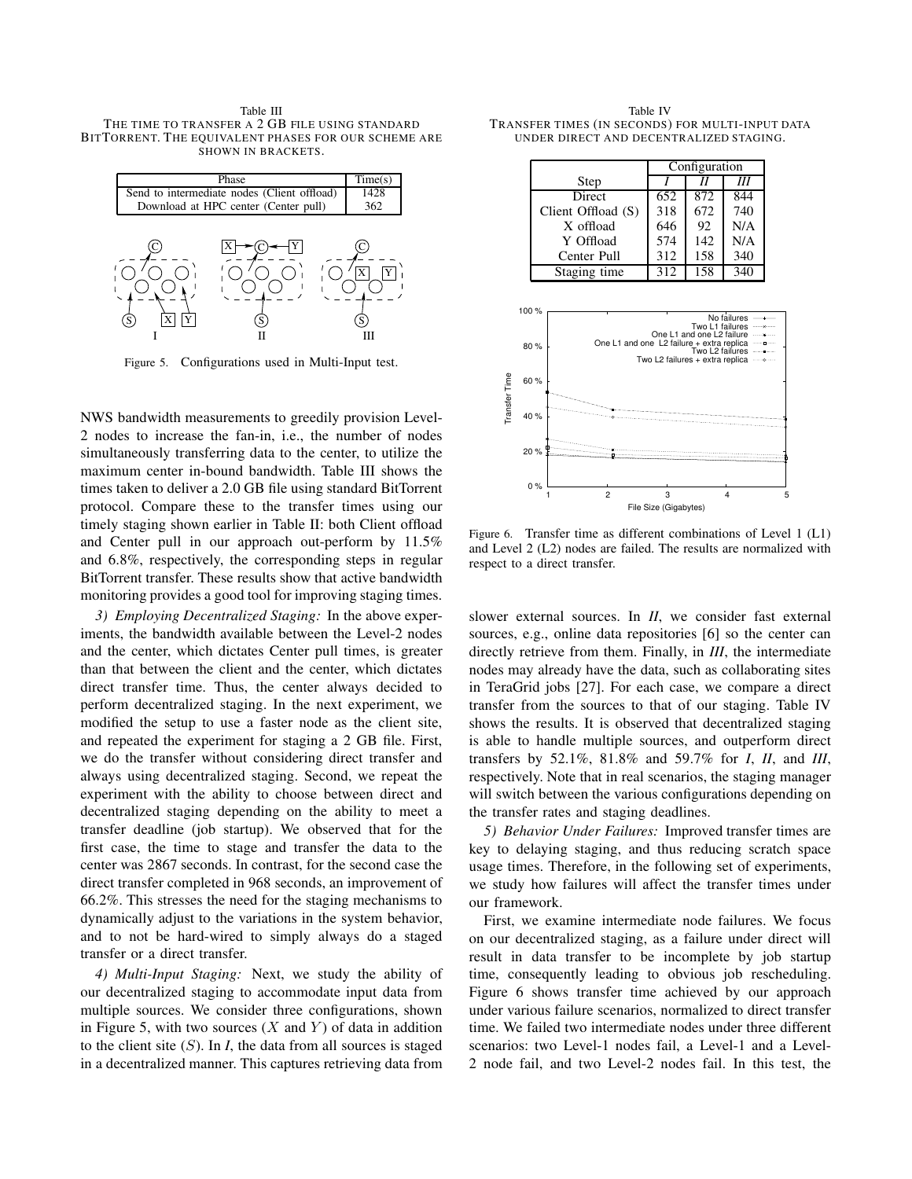Table III
THE TIME TO TRANSFER A 2 GB FILE USING STANDARD BITTORRENT. THE EQUIVALENT PHASES FOR OUR SCHEME ARE SHOWN IN BRACKETS.

| Phase | Time(s) |
|---|---|
| Send to intermediate nodes (Client offload) | 1428 |
| Download at HPC center (Center pull) | 362 |

Figure 5. Configurations used in Multi-Input test.

NWS bandwidth measurements to greedily provision Level-2 nodes to increase the fan-in, i.e., the number of nodes simultaneously transferring data to the center, to utilize the maximum center in-bound bandwidth. Table III shows the times taken to deliver a 2.0 GB file using standard BitTorrent protocol. Compare these to the transfer times using our timely staging shown earlier in Table II: both Client offload and Center pull in our approach out-perform by 11.5% and 6.8%, respectively, the corresponding steps in regular BitTorrent transfer. These results show that active bandwidth monitoring provides a good tool for improving staging times.

*3) Employing Decentralized Staging:* In the above experiments, the bandwidth available between the Level-2 nodes and the center, which dictates Center pull times, is greater than that between the client and the center, which dictates direct transfer time. Thus, the center always decided to perform decentralized staging. In the next experiment, we modified the setup to use a faster node as the client site, and repeated the experiment for staging a 2 GB file. First, we do the transfer without considering direct transfer and always using decentralized staging. Second, we repeat the experiment with the ability to choose between direct and decentralized staging depending on the ability to meet a transfer deadline (job startup). We observed that for the first case, the time to stage and transfer the data to the center was 2867 seconds. In contrast, for the second case the direct transfer completed in 968 seconds, an improvement of 66.2%. This stresses the need for the staging mechanisms to dynamically adjust to the variations in the system behavior, and to not be hard-wired to simply always do a staged transfer or a direct transfer.

*4) Multi-Input Staging:* Next, we study the ability of our decentralized staging to accommodate input data from multiple sources. We consider three configurations, shown in Figure 5, with two sources ($X$ and $Y$) of data in addition to the client site ($S$). In *I*, the data from all sources is staged in a decentralized manner. This captures retrieving data from slower external sources. In *II*, we consider fast external sources, e.g., online data repositories [6] so the center can directly retrieve from them. Finally, in *III*, the intermediate nodes may already have the data, such as collaborating sites in TeraGrid jobs [27]. For each case, we compare a direct transfer from the sources to that of our staging. Table IV shows the results. It is observed that decentralized staging is able to handle multiple sources, and outperform direct transfers by 52.1%, 81.8% and 59.7% for *I*, *II*, and *III*, respectively. Note that in real scenarios, the staging manager will switch between the various configurations depending on the transfer rates and staging deadlines.

Table IV
TRANSFER TIMES (IN SECONDS) FOR MULTI-INPUT DATA UNDER DIRECT AND DECENTRALIZED STAGING.

| Step | Configuration | | |
|---|---|---|---|
| | *I* | *II* | *III* |
| Direct | 652 | 872 | 844 |
| Client Offload (S) | 318 | 672 | 740 |
| X offload | 646 | 92 | N/A |
| Y Offload | 574 | 142 | N/A |
| Center Pull | 312 | 158 | 340 |
| Staging time | 312 | 158 | 340 |

Figure 6. Transfer time as different combinations of Level 1 (L1) and Level 2 (L2) nodes are failed. The results are normalized with respect to a direct transfer.

*5) Behavior Under Failures:* Improved transfer times are key to delaying staging, and thus reducing scratch space usage times. Therefore, in the following set of experiments, we study how failures will affect the transfer times under our framework.

First, we examine intermediate node failures. We focus on our decentralized staging, as a failure under direct will result in data transfer to be incomplete by job startup time, consequently leading to obvious job rescheduling. Figure 6 shows transfer time achieved by our approach under various failure scenarios, normalized to direct transfer time. We failed two intermediate nodes under three different scenarios: two Level-1 nodes fail, a Level-1 and a Level-2 node fail, and two Level-2 nodes fail. In this test, the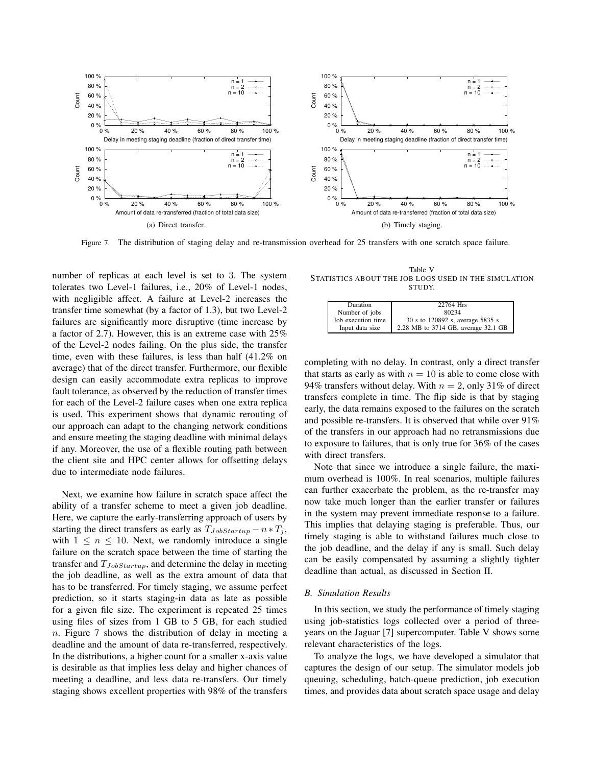Figure 7. The distribution of staging delay and re-transmission overhead for 25 transfers with one scratch space failure.

(a) Direct transfer.

(b) Timely staging.

number of replicas at each level is set to 3. The system tolerates two Level-1 failures, i.e., 20% of Level-1 nodes, with negligible affect. A failure at Level-2 increases the transfer time somewhat (by a factor of 1.3), but two Level-2 failures are significantly more disruptive (time increase by a factor of 2.7). However, this is an extreme case with 25% of the Level-2 nodes failing. On the plus side, the transfer time, even with these failures, is less than half (41.2% on average) that of the direct transfer. Furthermore, our flexible design can easily accommodate extra replicas to improve fault tolerance, as observed by the reduction of transfer times for each of the Level-2 failure cases when one extra replica is used. This experiment shows that dynamic rerouting of our approach can adapt to the changing network conditions and ensure meeting the staging deadline with minimal delays if any. Moreover, the use of a flexible routing path between the client site and HPC center allows for offsetting delays due to intermediate node failures.

Next, we examine how failure in scratch space affect the ability of a transfer scheme to meet a given job deadline. Here, we capture the early-transferring approach of users by starting the direct transfers as early as $T_{JobStartup} - n * T_j$, with $1 \leq n \leq 10$. Next, we randomly introduce a single failure on the scratch space between the time of starting the transfer and $T_{JobStartup}$, and determine the delay in meeting the job deadline, as well as the extra amount of data that has to be transferred. For timely staging, we assume perfect prediction, so it starts staging-in data as late as possible for a given file size. The experiment is repeated 25 times using files of sizes from 1 GB to 5 GB, for each studied $n$. Figure 7 shows the distribution of delay in meeting a deadline and the amount of data re-transferred, respectively. In the distributions, a higher count for a smaller x-axis value is desirable as that implies less delay and higher chances of meeting a deadline, and less data re-transfers. Our timely staging shows excellent properties with 98% of the transfers completing with no delay. In contrast, only a direct transfer that starts as early as with $n = 10$ is able to come close with 94% transfers without delay. With $n = 2$, only 31% of direct transfers complete in time. The flip side is that by staging early, the data remains exposed to the failures on the scratch and possible re-transfers. It is observed that while over 91% of the transfers in our approach had no retransmissions due to exposure to failures, that is only true for 36% of the cases with direct transfers.

Note that since we introduce a single failure, the maximum overhead is 100%. In real scenarios, multiple failures can further exacerbate the problem, as the re-transfer may now take much longer than the earlier transfer or failures in the system may prevent immediate response to a failure. This implies that delaying staging is preferable. Thus, our timely staging is able to withstand failures much close to the job deadline, and the delay if any is small. Such delay can be easily compensated by assuming a slightly tighter deadline than actual, as discussed in Section II.

Table V
STATISTICS ABOUT THE JOB LOGS USED IN THE SIMULATION STUDY.

| Duration | 22764 Hrs |
|---|---|
| Number of jobs | 80234 |
| Job execution time | 30 s to 120892 s, average 5835 s |
| Input data size | 2.28 MB to 3714 GB, average 32.1 GB |

### B. Simulation Results

In this section, we study the performance of timely staging using job-statistics logs collected over a period of three-years on the Jaguar [7] supercomputer. Table V shows some relevant characteristics of the logs.

To analyze the logs, we have developed a simulator that captures the design of our setup. The simulator models job queuing, scheduling, batch-queue prediction, job execution times, and provides data about scratch space usage and delay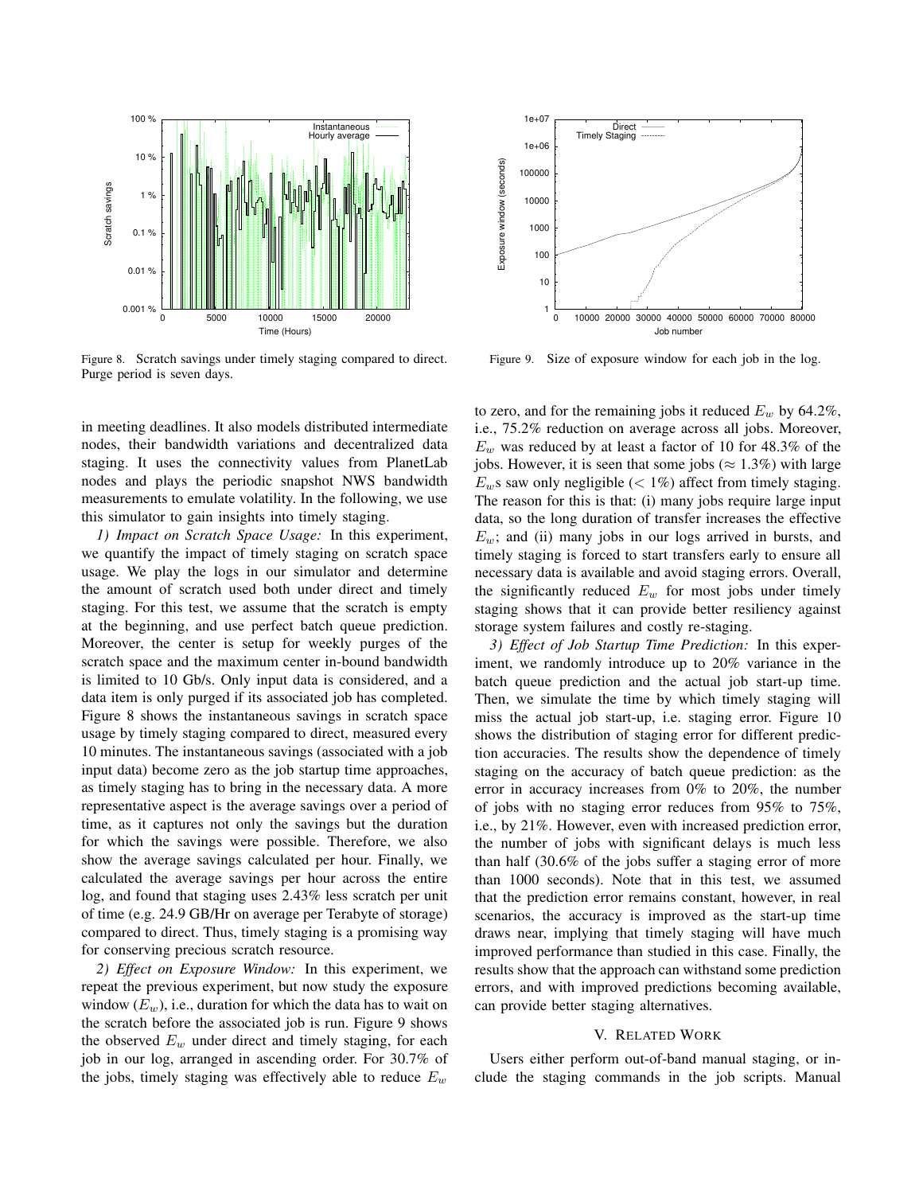Figure 8. Scratch savings under timely staging compared to direct. Purge period is seven days.

Figure 9. Size of exposure window for each job in the log.

in meeting deadlines. It also models distributed intermediate nodes, their bandwidth variations and decentralized data staging. It uses the connectivity values from PlanetLab nodes and plays the periodic snapshot NWS bandwidth measurements to emulate volatility. In the following, we use this simulator to gain insights into timely staging.

*1) Impact on Scratch Space Usage:* In this experiment, we quantify the impact of timely staging on scratch space usage. We play the logs in our simulator and determine the amount of scratch used both under direct and timely staging. For this test, we assume that the scratch is empty at the beginning, and use perfect batch queue prediction. Moreover, the center is setup for weekly purges of the scratch space and the maximum center in-bound bandwidth is limited to 10 Gb/s. Only input data is considered, and a data item is only purged if its associated job has completed. Figure 8 shows the instantaneous savings in scratch space usage by timely staging compared to direct, measured every 10 minutes. The instantaneous savings (associated with a job input data) become zero as the job startup time approaches, as timely staging has to bring in the necessary data. A more representative aspect is the average savings over a period of time, as it captures not only the savings but the duration for which the savings were possible. Therefore, we also show the average savings calculated per hour. Finally, we calculated the average savings per hour across the entire log, and found that staging uses 2.43% less scratch per unit of time (e.g. 24.9 GB/Hr on average per Terabyte of storage) compared to direct. Thus, timely staging is a promising way for conserving precious scratch resource.

*2) Effect on Exposure Window:* In this experiment, we repeat the previous experiment, but now study the exposure window ($E_w$), i.e., duration for which the data has to wait on the scratch before the associated job is run. Figure 9 shows the observed $E_w$ under direct and timely staging, for each job in our log, arranged in ascending order. For 30.7% of the jobs, timely staging was effectively able to reduce $E_w$ to zero, and for the remaining jobs it reduced $E_w$ by 64.2%, i.e., 75.2% reduction on average across all jobs. Moreover, $E_w$ was reduced by at least a factor of 10 for 48.3% of the jobs. However, it is seen that some jobs ($\approx 1.3\%$) with large $E_w$s saw only negligible ($< 1\%$) affect from timely staging. The reason for this is that: (i) many jobs require large input data, so the long duration of transfer increases the effective $E_w$; and (ii) many jobs in our logs arrived in bursts, and timely staging is forced to start transfers early to ensure all necessary data is available and avoid staging errors. Overall, the significantly reduced $E_w$ for most jobs under timely staging shows that it can provide better resiliency against storage system failures and costly re-staging.

*3) Effect of Job Startup Time Prediction:* In this experiment, we randomly introduce up to 20% variance in the batch queue prediction and the actual job start-up time. Then, we simulate the time by which timely staging will miss the actual job start-up, i.e. staging error. Figure 10 shows the distribution of staging error for different prediction accuracies. The results show the dependence of timely staging on the accuracy of batch queue prediction: as the error in accuracy increases from 0% to 20%, the number of jobs with no staging error reduces from 95% to 75%, i.e., by 21%. However, even with increased prediction error, the number of jobs with significant delays is much less than half (30.6% of the jobs suffer a staging error of more than 1000 seconds). Note that in this test, we assumed that the prediction error remains constant, however, in real scenarios, the accuracy is improved as the start-up time draws near, implying that timely staging will have much improved performance than studied in this case. Finally, the results show that the approach can withstand some prediction errors, and with improved predictions becoming available, can provide better staging alternatives.

## V. Related Work

Users either perform out-of-band manual staging, or include the staging commands in the job scripts. Manual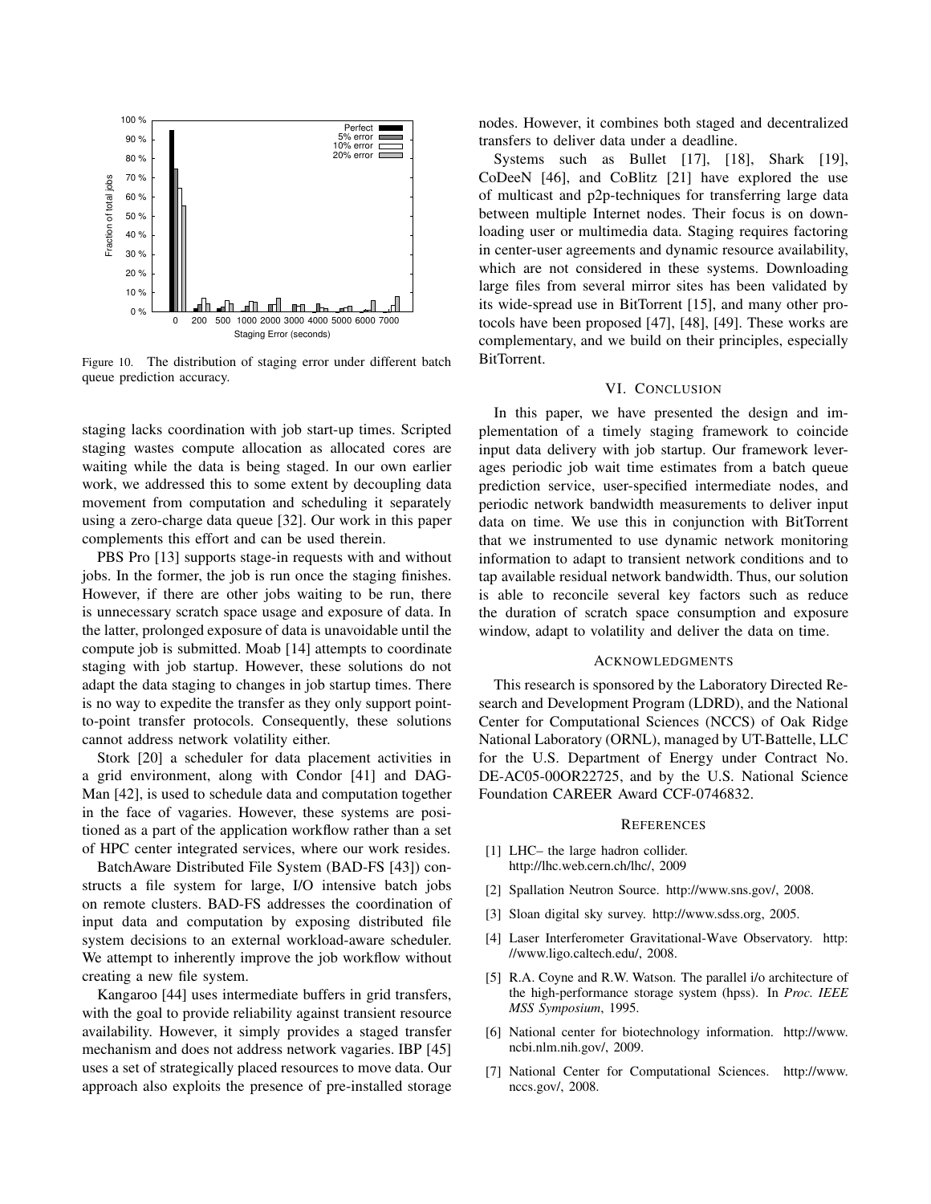Figure 10. The distribution of staging error under different batch queue prediction accuracy.

staging lacks coordination with job start-up times. Scripted staging wastes compute allocation as allocated cores are waiting while the data is being staged. In our own earlier work, we addressed this to some extent by decoupling data movement from computation and scheduling it separately using a zero-charge data queue [32]. Our work in this paper complements this effort and can be used therein.

PBS Pro [13] supports stage-in requests with and without jobs. In the former, the job is run once the staging finishes. However, if there are other jobs waiting to be run, there is unnecessary scratch space usage and exposure of data. In the latter, prolonged exposure of data is unavoidable until the compute job is submitted. Moab [14] attempts to coordinate staging with job startup. However, these solutions do not adapt the data staging to changes in job startup times. There is no way to expedite the transfer as they only support point-to-point transfer protocols. Consequently, these solutions cannot address network volatility either.

Stork [20] a scheduler for data placement activities in a grid environment, along with Condor [41] and DAG-Man [42], is used to schedule data and computation together in the face of vagaries. However, these systems are positioned as a part of the application workflow rather than a set of HPC center integrated services, where our work resides.

BatchAware Distributed File System (BAD-FS [43]) constructs a file system for large, I/O intensive batch jobs on remote clusters. BAD-FS addresses the coordination of input data and computation by exposing distributed file system decisions to an external workload-aware scheduler. We attempt to inherently improve the job workflow without creating a new file system.

Kangaroo [44] uses intermediate buffers in grid transfers, with the goal to provide reliability against transient resource availability. However, it simply provides a staged transfer mechanism and does not address network vagaries. IBP [45] uses a set of strategically placed resources to move data. Our approach also exploits the presence of pre-installed storage nodes. However, it combines both staged and decentralized transfers to deliver data under a deadline.

Systems such as Bullet [17], [18], Shark [19], CoDeeN [46], and CoBlitz [21] have explored the use of multicast and p2p-techniques for transferring large data between multiple Internet nodes. Their focus is on downloading user or multimedia data. Staging requires factoring in center-user agreements and dynamic resource availability, which are not considered in these systems. Downloading large files from several mirror sites has been validated by its wide-spread use in BitTorrent [15], and many other protocols have been proposed [47], [48], [49]. These works are complementary, and we build on their principles, especially BitTorrent.

## VI. Conclusion

In this paper, we have presented the design and implementation of a timely staging framework to coincide input data delivery with job startup. Our framework leverages periodic job wait time estimates from a batch queue prediction service, user-specified intermediate nodes, and periodic network bandwidth measurements to deliver input data on time. We use this in conjunction with BitTorrent that we instrumented to use dynamic network monitoring information to adapt to transient network conditions and to tap available residual network bandwidth. Thus, our solution is able to reconcile several key factors such as reduce the duration of scratch space consumption and exposure window, adapt to volatility and deliver the data on time.

## Acknowledgments

This research is sponsored by the Laboratory Directed Research and Development Program (LDRD), and the National Center for Computational Sciences (NCCS) of Oak Ridge National Laboratory (ORNL), managed by UT-Battelle, LLC for the U.S. Department of Energy under Contract No. DE-AC05-00OR22725, and by the U.S. National Science Foundation CAREER Award CCF-0746832.

## References

[1] LHC– the large hadron collider. http://lhc.web.cern.ch/lhc/, 2009

[2] Spallation Neutron Source. http://www.sns.gov/, 2008.

[3] Sloan digital sky survey. http://www.sdss.org, 2005.

[4] Laser Interferometer Gravitational-Wave Observatory. http://www.ligo.caltech.edu/, 2008.

[5] R.A. Coyne and R.W. Watson. The parallel i/o architecture of the high-performance storage system (hpss). In *Proc. IEEE MSS Symposium*, 1995.

[6] National center for biotechnology information. http://www.ncbi.nlm.nih.gov/, 2009.

[7] National Center for Computational Sciences. http://www.nccs.gov/, 2008.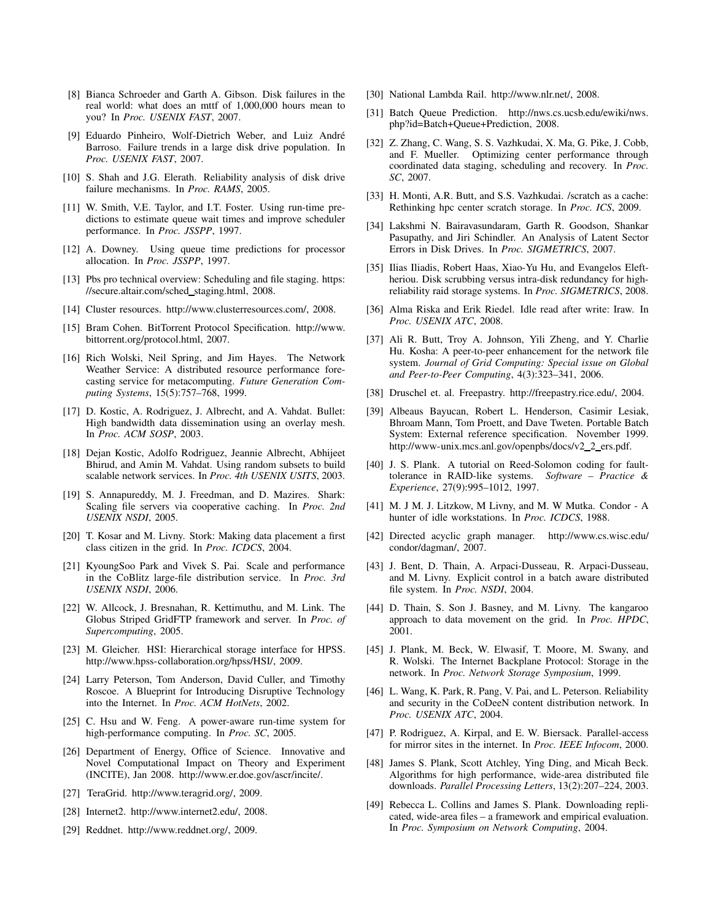[8] Bianca Schroeder and Garth A. Gibson. Disk failures in the real world: what does an mttf of 1,000,000 hours mean to you? In *Proc. USENIX FAST*, 2007.

[9] Eduardo Pinheiro, Wolf-Dietrich Weber, and Luiz André Barroso. Failure trends in a large disk drive population. In *Proc. USENIX FAST*, 2007.

[10] S. Shah and J.G. Elerath. Reliability analysis of disk drive failure mechanisms. In *Proc. RAMS*, 2005.

[11] W. Smith, V.E. Taylor, and I.T. Foster. Using run-time predictions to estimate queue wait times and improve scheduler performance. In *Proc. JSSPP*, 1997.

[12] A. Downey. Using queue time predictions for processor allocation. In *Proc. JSSPP*, 1997.

[13] Pbs pro technical overview: Scheduling and file staging. https://secure.altair.com/sched_staging.html, 2008.

[14] Cluster resources. http://www.clusterresources.com/, 2008.

[15] Bram Cohen. BitTorrent Protocol Specification. http://www.bittorrent.org/protocol.html, 2007.

[16] Rich Wolski, Neil Spring, and Jim Hayes. The Network Weather Service: A distributed resource performance forecasting service for metacomputing. *Future Generation Computing Systems*, 15(5):757–768, 1999.

[17] D. Kostic, A. Rodriguez, J. Albrecht, and A. Vahdat. Bullet: High bandwidth data dissemination using an overlay mesh. In *Proc. ACM SOSP*, 2003.

[18] Dejan Kostic, Adolfo Rodriguez, Jeannie Albrecht, Abhijeet Bhirud, and Amin M. Vahdat. Using random subsets to build scalable network services. In *Proc. 4th USENIX USITS*, 2003.

[19] S. Annapureddy, M. J. Freedman, and D. Mazires. Shark: Scaling file servers via cooperative caching. In *Proc. 2nd USENIX NSDI*, 2005.

[20] T. Kosar and M. Livny. Stork: Making data placement a first class citizen in the grid. In *Proc. ICDCS*, 2004.

[21] KyoungSoo Park and Vivek S. Pai. Scale and performance in the CoBlitz large-file distribution service. In *Proc. 3rd USENIX NSDI*, 2006.

[22] W. Allcock, J. Bresnahan, R. Kettimuthu, and M. Link. The Globus Striped GridFTP framework and server. In *Proc. of Supercomputing*, 2005.

[23] M. Gleicher. HSI: Hierarchical storage interface for HPSS. http://www.hpss-collaboration.org/hpss/HSI/, 2009.

[24] Larry Peterson, Tom Anderson, David Culler, and Timothy Roscoe. A Blueprint for Introducing Disruptive Technology into the Internet. In *Proc. ACM HotNets*, 2002.

[25] C. Hsu and W. Feng. A power-aware run-time system for high-performance computing. In *Proc. SC*, 2005.

[26] Department of Energy, Office of Science. Innovative and Novel Computational Impact on Theory and Experiment (INCITE), Jan 2008. http://www.er.doe.gov/ascr/incite/.

[27] TeraGrid. http://www.teragrid.org/, 2009.

[28] Internet2. http://www.internet2.edu/, 2008.

[29] Reddnet. http://www.reddnet.org/, 2009.

[30] National Lambda Rail. http://www.nlr.net/, 2008.

[31] Batch Queue Prediction. http://nws.cs.ucsb.edu/ewiki/nws.php?id=Batch+Queue+Prediction, 2008.

[32] Z. Zhang, C. Wang, S. S. Vazhkudai, X. Ma, G. Pike, J. Cobb, and F. Mueller. Optimizing center performance through coordinated data staging, scheduling and recovery. In *Proc. SC*, 2007.

[33] H. Monti, A.R. Butt, and S.S. Vazhkudai. /scratch as a cache: Rethinking hpc center scratch storage. In *Proc. ICS*, 2009.

[34] Lakshmi N. Bairavasundaram, Garth R. Goodson, Shankar Pasupathy, and Jiri Schindler. An Analysis of Latent Sector Errors in Disk Drives. In *Proc. SIGMETRICS*, 2007.

[35] Ilias Iliadis, Robert Haas, Xiao-Yu Hu, and Evangelos Eleftheriou. Disk scrubbing versus intra-disk redundancy for high-reliability raid storage systems. In *Proc. SIGMETRICS*, 2008.

[36] Alma Riska and Erik Riedel. Idle read after write: Iraw. In *Proc. USENIX ATC*, 2008.

[37] Ali R. Butt, Troy A. Johnson, Yili Zheng, and Y. Charlie Hu. Kosha: A peer-to-peer enhancement for the network file system. *Journal of Grid Computing: Special issue on Global and Peer-to-Peer Computing*, 4(3):323–341, 2006.

[38] Druschel et. al. Freepastry. http://freepastry.rice.edu/, 2004.

[39] Albeaus Bayucan, Robert L. Henderson, Casimir Lesiak, Bhroam Mann, Tom Proett, and Dave Tweten. Portable Batch System: External reference specification. November 1999. http://www-unix.mcs.anl.gov/openpbs/docs/v2_2_ers.pdf.

[40] J. S. Plank. A tutorial on Reed-Solomon coding for fault-tolerance in RAID-like systems. *Software – Practice & Experience*, 27(9):995–1012, 1997.

[41] M. J M. J. Litzkow, M Livny, and M. W Mutka. Condor - A hunter of idle workstations. In *Proc. ICDCS*, 1988.

[42] Directed acyclic graph manager. http://www.cs.wisc.edu/condor/dagman/, 2007.

[43] J. Bent, D. Thain, A. Arpaci-Dusseau, R. Arpaci-Dusseau, and M. Livny. Explicit control in a batch aware distributed file system. In *Proc. NSDI*, 2004.

[44] D. Thain, S. Son J. Basney, and M. Livny. The kangaroo approach to data movement on the grid. In *Proc. HPDC*, 2001.

[45] J. Plank, M. Beck, W. Elwasif, T. Moore, M. Swany, and R. Wolski. The Internet Backplane Protocol: Storage in the network. In *Proc. Network Storage Symposium*, 1999.

[46] L. Wang, K. Park, R. Pang, V. Pai, and L. Peterson. Reliability and security in the CoDeeN content distribution network. In *Proc. USENIX ATC*, 2004.

[47] P. Rodriguez, A. Kirpal, and E. W. Biersack. Parallel-access for mirror sites in the internet. In *Proc. IEEE Infocom*, 2000.

[48] James S. Plank, Scott Atchley, Ying Ding, and Micah Beck. Algorithms for high performance, wide-area distributed file downloads. *Parallel Processing Letters*, 13(2):207–224, 2003.

[49] Rebecca L. Collins and James S. Plank. Downloading replicated, wide-area files – a framework and empirical evaluation. In *Proc. Symposium on Network Computing*, 2004.